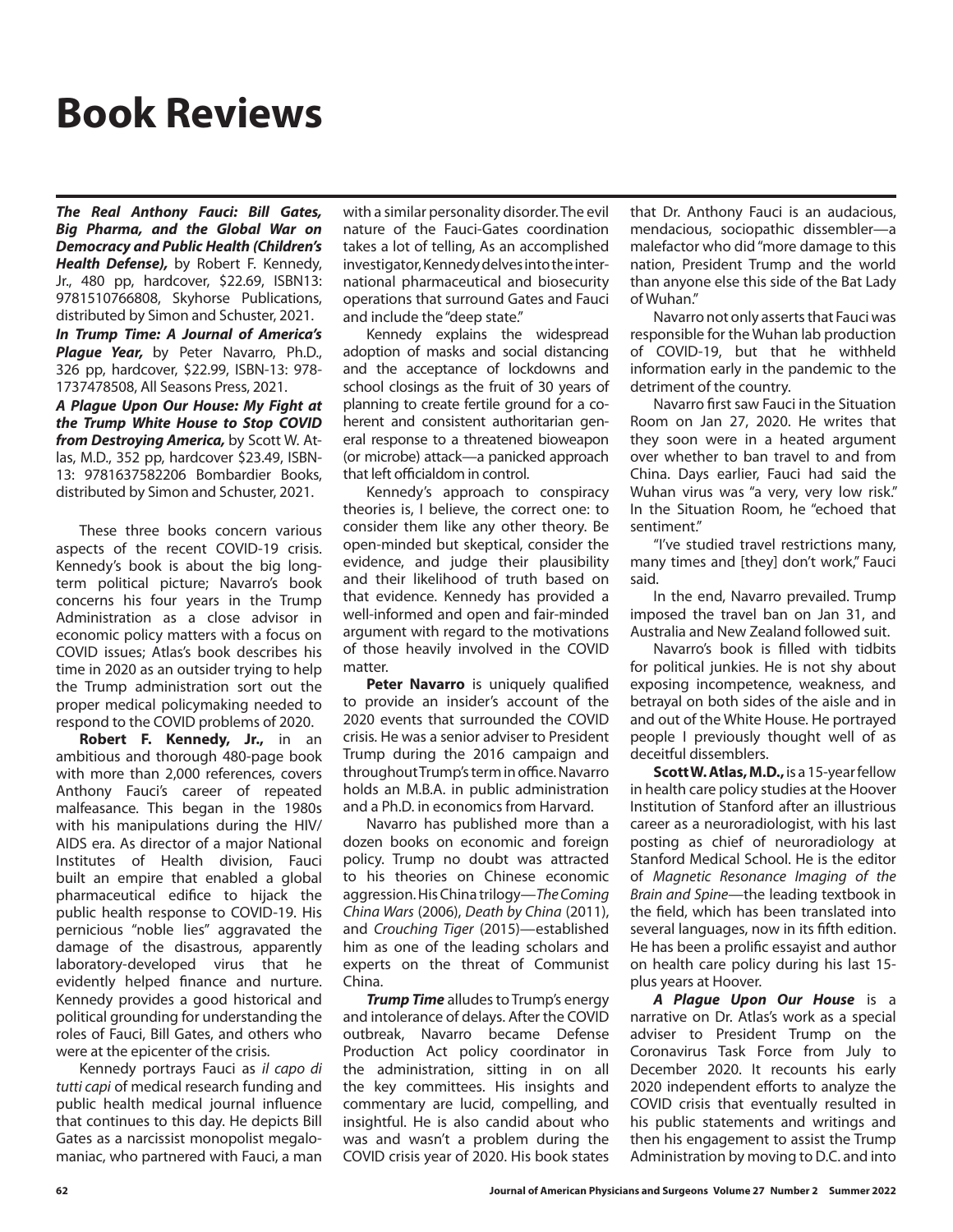# Book Reviews

***The Real Anthony Fauci: Bill Gates, Big Pharma, and the Global War on Democracy and Public Health (Children's Health Defense),*** by Robert F. Kennedy, Jr., 480 pp, hardcover, $22.69, ISBN13: 9781510766808, Skyhorse Publications, distributed by Simon and Schuster, 2021.

***In Trump Time: A Journal of America's Plague Year,*** by Peter Navarro, Ph.D., 326 pp, hardcover, $22.99, ISBN-13: 978-1737478508, All Seasons Press, 2021.

***A Plague Upon Our House: My Fight at the Trump White House to Stop COVID from Destroying America,*** by Scott W. Atlas, M.D., 352 pp, hardcover $23.49, ISBN-13: 9781637582206 Bombardier Books, distributed by Simon and Schuster, 2021.

These three books concern various aspects of the recent COVID-19 crisis. Kennedy's book is about the big long-term political picture; Navarro's book concerns his four years in the Trump Administration as a close advisor in economic policy matters with a focus on COVID issues; Atlas's book describes his time in 2020 as an outsider trying to help the Trump administration sort out the proper medical policymaking needed to respond to the COVID problems of 2020.

**Robert F. Kennedy, Jr.,** in an ambitious and thorough 480-page book with more than 2,000 references, covers Anthony Fauci's career of repeated malfeasance. This began in the 1980s with his manipulations during the HIV/AIDS era. As director of a major National Institutes of Health division, Fauci built an empire that enabled a global pharmaceutical edifice to hijack the public health response to COVID-19. His pernicious "noble lies" aggravated the damage of the disastrous, apparently laboratory-developed virus that he evidently helped finance and nurture. Kennedy provides a good historical and political grounding for understanding the roles of Fauci, Bill Gates, and others who were at the epicenter of the crisis.

Kennedy portrays Fauci as *il capo di tutti capi* of medical research funding and public health medical journal influence that continues to this day. He depicts Bill Gates as a narcissist monopolist megalomaniac, who partnered with Fauci, a man with a similar personality disorder. The evil nature of the Fauci-Gates coordination takes a lot of telling, As an accomplished investigator, Kennedy delves into the international pharmaceutical and biosecurity operations that surround Gates and Fauci and include the "deep state."

Kennedy explains the widespread adoption of masks and social distancing and the acceptance of lockdowns and school closings as the fruit of 30 years of planning to create fertile ground for a coherent and consistent authoritarian general response to a threatened bioweapon (or microbe) attack—a panicked approach that left officialdom in control.

Kennedy's approach to conspiracy theories is, I believe, the correct one: to consider them like any other theory. Be open-minded but skeptical, consider the evidence, and judge their plausibility and their likelihood of truth based on that evidence. Kennedy has provided a well-informed and open and fair-minded argument with regard to the motivations of those heavily involved in the COVID matter.

**Peter Navarro** is uniquely qualified to provide an insider's account of the 2020 events that surrounded the COVID crisis. He was a senior adviser to President Trump during the 2016 campaign and throughout Trump's term in office. Navarro holds an M.B.A. in public administration and a Ph.D. in economics from Harvard.

Navarro has published more than a dozen books on economic and foreign policy. Trump no doubt was attracted to his theories on Chinese economic aggression. His China trilogy—*The Coming China Wars* (2006), *Death by China* (2011), and *Crouching Tiger* (2015)—established him as one of the leading scholars and experts on the threat of Communist China.

***Trump Time*** alludes to Trump's energy and intolerance of delays. After the COVID outbreak, Navarro became Defense Production Act policy coordinator in the administration, sitting in on all the key committees. His insights and commentary are lucid, compelling, and insightful. He is also candid about who was and wasn't a problem during the COVID crisis year of 2020. His book states that Dr. Anthony Fauci is an audacious, mendacious, sociopathic dissembler—a malefactor who did "more damage to this nation, President Trump and the world than anyone else this side of the Bat Lady of Wuhan."

Navarro not only asserts that Fauci was responsible for the Wuhan lab production of COVID-19, but that he withheld information early in the pandemic to the detriment of the country.

Navarro first saw Fauci in the Situation Room on Jan 27, 2020. He writes that they soon were in a heated argument over whether to ban travel to and from China. Days earlier, Fauci had said the Wuhan virus was "a very, very low risk." In the Situation Room, he "echoed that sentiment."

"I've studied travel restrictions many, many times and [they] don't work," Fauci said.

In the end, Navarro prevailed. Trump imposed the travel ban on Jan 31, and Australia and New Zealand followed suit.

Navarro's book is filled with tidbits for political junkies. He is not shy about exposing incompetence, weakness, and betrayal on both sides of the aisle and in and out of the White House. He portrayed people I previously thought well of as deceitful dissemblers.

**Scott W. Atlas, M.D.,** is a 15-year fellow in health care policy studies at the Hoover Institution of Stanford after an illustrious career as a neuroradiologist, with his last posting as chief of neuroradiology at Stanford Medical School. He is the editor of *Magnetic Resonance Imaging of the Brain and Spine*—the leading textbook in the field, which has been translated into several languages, now in its fifth edition. He has been a prolific essayist and author on health care policy during his last 15-plus years at Hoover.

***A Plague Upon Our House*** is a narrative on Dr. Atlas's work as a special adviser to President Trump on the Coronavirus Task Force from July to December 2020. It recounts his early 2020 independent efforts to analyze the COVID crisis that eventually resulted in his public statements and writings and then his engagement to assist the Trump Administration by moving to D.C. and into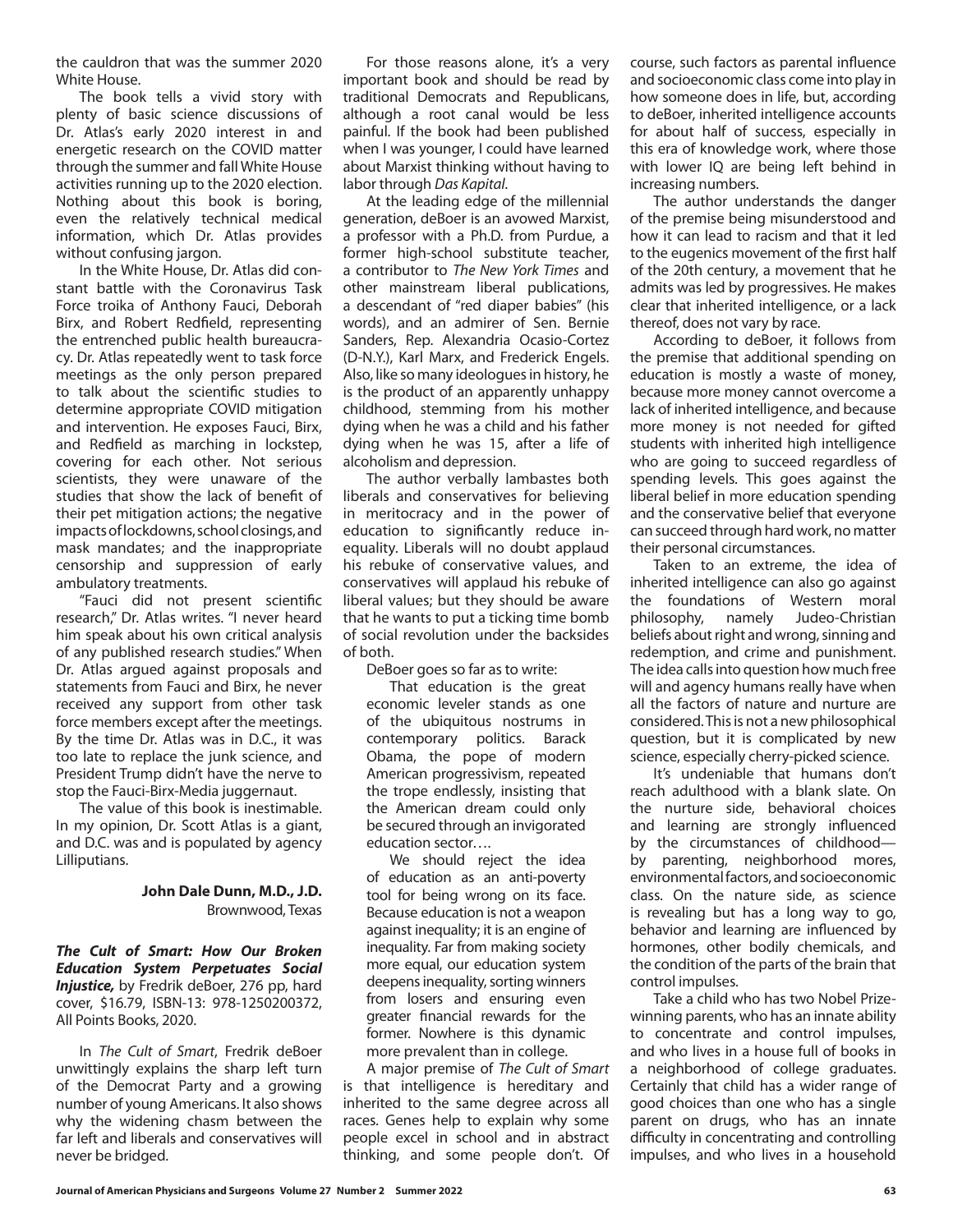the cauldron that was the summer 2020 White House.

The book tells a vivid story with plenty of basic science discussions of Dr. Atlas's early 2020 interest in and energetic research on the COVID matter through the summer and fall White House activities running up to the 2020 election. Nothing about this book is boring, even the relatively technical medical information, which Dr. Atlas provides without confusing jargon.

In the White House, Dr. Atlas did constant battle with the Coronavirus Task Force troika of Anthony Fauci, Deborah Birx, and Robert Redfield, representing the entrenched public health bureaucracy. Dr. Atlas repeatedly went to task force meetings as the only person prepared to talk about the scientific studies to determine appropriate COVID mitigation and intervention. He exposes Fauci, Birx, and Redfield as marching in lockstep, covering for each other. Not serious scientists, they were unaware of the studies that show the lack of benefit of their pet mitigation actions; the negative impacts of lockdowns, school closings, and mask mandates; and the inappropriate censorship and suppression of early ambulatory treatments.

"Fauci did not present scientific research," Dr. Atlas writes. "I never heard him speak about his own critical analysis of any published research studies." When Dr. Atlas argued against proposals and statements from Fauci and Birx, he never received any support from other task force members except after the meetings. By the time Dr. Atlas was in D.C., it was too late to replace the junk science, and President Trump didn't have the nerve to stop the Fauci-Birx-Media juggernaut.

The value of this book is inestimable. In my opinion, Dr. Scott Atlas is a giant, and D.C. was and is populated by agency Lilliputians.

**John Dale Dunn, M.D., J.D.**
Brownwood, Texas

***The Cult of Smart: How Our Broken Education System Perpetuates Social Injustice,*** by Fredrik deBoer, 276 pp, hard cover, $16.79, ISBN-13: 978-1250200372, All Points Books, 2020.

In *The Cult of Smart*, Fredrik deBoer unwittingly explains the sharp left turn of the Democrat Party and a growing number of young Americans. It also shows why the widening chasm between the far left and liberals and conservatives will never be bridged.

For those reasons alone, it's a very important book and should be read by traditional Democrats and Republicans, although a root canal would be less painful. If the book had been published when I was younger, I could have learned about Marxist thinking without having to labor through *Das Kapital*.

At the leading edge of the millennial generation, deBoer is an avowed Marxist, a professor with a Ph.D. from Purdue, a former high-school substitute teacher, a contributor to *The New York Times* and other mainstream liberal publications, a descendant of "red diaper babies" (his words), and an admirer of Sen. Bernie Sanders, Rep. Alexandria Ocasio-Cortez (D-N.Y.), Karl Marx, and Frederick Engels. Also, like so many ideologues in history, he is the product of an apparently unhappy childhood, stemming from his mother dying when he was a child and his father dying when he was 15, after a life of alcoholism and depression.

The author verbally lambastes both liberals and conservatives for believing in meritocracy and in the power of education to significantly reduce inequality. Liberals will no doubt applaud his rebuke of conservative values, and conservatives will applaud his rebuke of liberal values; but they should be aware that he wants to put a ticking time bomb of social revolution under the backsides of both.

DeBoer goes so far as to write:

> That education is the great economic leveler stands as one of the ubiquitous nostrums in contemporary politics. Barack Obama, the pope of modern American progressivism, repeated the trope endlessly, insisting that the American dream could only be secured through an invigorated education sector….
>
> We should reject the idea of education as an anti-poverty tool for being wrong on its face. Because education is not a weapon against inequality; it is an engine of inequality. Far from making society more equal, our education system deepens inequality, sorting winners from losers and ensuring even greater financial rewards for the former. Nowhere is this dynamic more prevalent than in college.

A major premise of *The Cult of Smart* is that intelligence is hereditary and inherited to the same degree across all races. Genes help to explain why some people excel in school and in abstract thinking, and some people don't. Of course, such factors as parental influence and socioeconomic class come into play in how someone does in life, but, according to deBoer, inherited intelligence accounts for about half of success, especially in this era of knowledge work, where those with lower IQ are being left behind in increasing numbers.

The author understands the danger of the premise being misunderstood and how it can lead to racism and that it led to the eugenics movement of the first half of the 20th century, a movement that he admits was led by progressives. He makes clear that inherited intelligence, or a lack thereof, does not vary by race.

According to deBoer, it follows from the premise that additional spending on education is mostly a waste of money, because more money cannot overcome a lack of inherited intelligence, and because more money is not needed for gifted students with inherited high intelligence who are going to succeed regardless of spending levels. This goes against the liberal belief in more education spending and the conservative belief that everyone can succeed through hard work, no matter their personal circumstances.

Taken to an extreme, the idea of inherited intelligence can also go against the foundations of Western moral philosophy, namely Judeo-Christian beliefs about right and wrong, sinning and redemption, and crime and punishment. The idea calls into question how much free will and agency humans really have when all the factors of nature and nurture are considered. This is not a new philosophical question, but it is complicated by new science, especially cherry-picked science.

It's undeniable that humans don't reach adulthood with a blank slate. On the nurture side, behavioral choices and learning are strongly influenced by the circumstances of childhood—by parenting, neighborhood mores, environmental factors, and socioeconomic class. On the nature side, as science is revealing but has a long way to go, behavior and learning are influenced by hormones, other bodily chemicals, and the condition of the parts of the brain that control impulses.

Take a child who has two Nobel Prize-winning parents, who has an innate ability to concentrate and control impulses, and who lives in a house full of books in a neighborhood of college graduates. Certainly that child has a wider range of good choices than one who has a single parent on drugs, who has an innate difficulty in concentrating and controlling impulses, and who lives in a household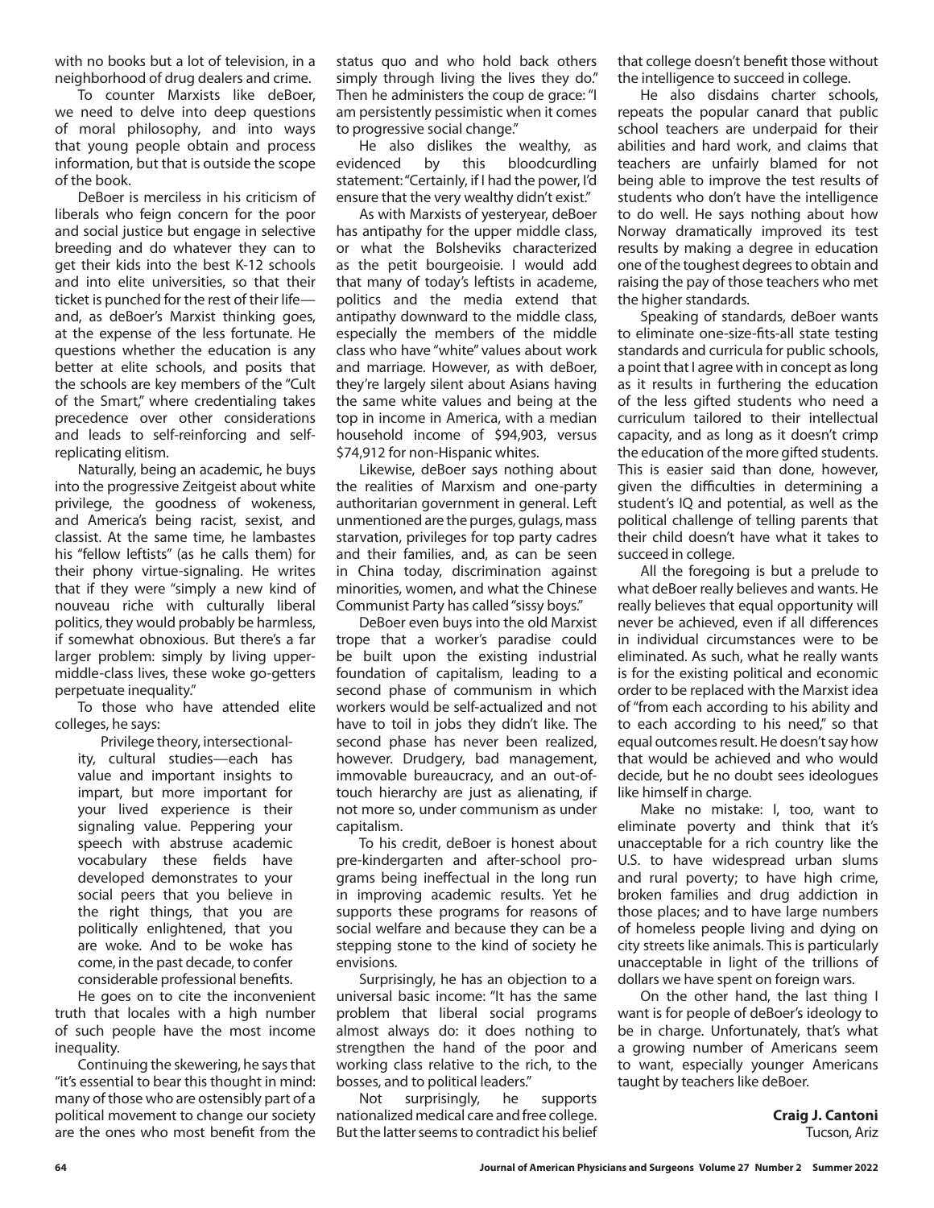with no books but a lot of television, in a neighborhood of drug dealers and crime.

To counter Marxists like deBoer, we need to delve into deep questions of moral philosophy, and into ways that young people obtain and process information, but that is outside the scope of the book.

DeBoer is merciless in his criticism of liberals who feign concern for the poor and social justice but engage in selective breeding and do whatever they can to get their kids into the best K-12 schools and into elite universities, so that their ticket is punched for the rest of their life—and, as deBoer's Marxist thinking goes, at the expense of the less fortunate. He questions whether the education is any better at elite schools, and posits that the schools are key members of the "Cult of the Smart," where credentialing takes precedence over other considerations and leads to self-reinforcing and self-replicating elitism.

Naturally, being an academic, he buys into the progressive Zeitgeist about white privilege, the goodness of wokeness, and America's being racist, sexist, and classist. At the same time, he lambastes his "fellow leftists" (as he calls them) for their phony virtue-signaling. He writes that if they were "simply a new kind of nouveau riche with culturally liberal politics, they would probably be harmless, if somewhat obnoxious. But there's a far larger problem: simply by living upper-middle-class lives, these woke go-getters perpetuate inequality."

To those who have attended elite colleges, he says:

> Privilege theory, intersectionality, cultural studies—each has value and important insights to impart, but more important for your lived experience is their signaling value. Peppering your speech with abstruse academic vocabulary these fields have developed demonstrates to your social peers that you believe in the right things, that you are politically enlightened, that you are woke. And to be woke has come, in the past decade, to confer considerable professional benefits.

He goes on to cite the inconvenient truth that locales with a high number of such people have the most income inequality.

Continuing the skewering, he says that "it's essential to bear this thought in mind: many of those who are ostensibly part of a political movement to change our society are the ones who most benefit from the status quo and who hold back others simply through living the lives they do." Then he administers the coup de grace: "I am persistently pessimistic when it comes to progressive social change."

He also dislikes the wealthy, as evidenced by this bloodcurdling statement: "Certainly, if I had the power, I'd ensure that the very wealthy didn't exist."

As with Marxists of yesteryear, deBoer has antipathy for the upper middle class, or what the Bolsheviks characterized as the petit bourgeoisie. I would add that many of today's leftists in academe, politics and the media extend that antipathy downward to the middle class, especially the members of the middle class who have "white" values about work and marriage. However, as with deBoer, they're largely silent about Asians having the same white values and being at the top in income in America, with a median household income of $94,903, versus $74,912 for non-Hispanic whites.

Likewise, deBoer says nothing about the realities of Marxism and one-party authoritarian government in general. Left unmentioned are the purges, gulags, mass starvation, privileges for top party cadres and their families, and, as can be seen in China today, discrimination against minorities, women, and what the Chinese Communist Party has called "sissy boys."

DeBoer even buys into the old Marxist trope that a worker's paradise could be built upon the existing industrial foundation of capitalism, leading to a second phase of communism in which workers would be self-actualized and not have to toil in jobs they didn't like. The second phase has never been realized, however. Drudgery, bad management, immovable bureaucracy, and an out-of-touch hierarchy are just as alienating, if not more so, under communism as under capitalism.

To his credit, deBoer is honest about pre-kindergarten and after-school programs being ineffectual in the long run in improving academic results. Yet he supports these programs for reasons of social welfare and because they can be a stepping stone to the kind of society he envisions.

Surprisingly, he has an objection to a universal basic income: "It has the same problem that liberal social programs almost always do: it does nothing to strengthen the hand of the poor and working class relative to the rich, to the bosses, and to political leaders."

Not surprisingly, he supports nationalized medical care and free college. But the latter seems to contradict his belief that college doesn't benefit those without the intelligence to succeed in college.

He also disdains charter schools, repeats the popular canard that public school teachers are underpaid for their abilities and hard work, and claims that teachers are unfairly blamed for not being able to improve the test results of students who don't have the intelligence to do well. He says nothing about how Norway dramatically improved its test results by making a degree in education one of the toughest degrees to obtain and raising the pay of those teachers who met the higher standards.

Speaking of standards, deBoer wants to eliminate one-size-fits-all state testing standards and curricula for public schools, a point that I agree with in concept as long as it results in furthering the education of the less gifted students who need a curriculum tailored to their intellectual capacity, and as long as it doesn't crimp the education of the more gifted students. This is easier said than done, however, given the difficulties in determining a student's IQ and potential, as well as the political challenge of telling parents that their child doesn't have what it takes to succeed in college.

All the foregoing is but a prelude to what deBoer really believes and wants. He really believes that equal opportunity will never be achieved, even if all differences in individual circumstances were to be eliminated. As such, what he really wants is for the existing political and economic order to be replaced with the Marxist idea of "from each according to his ability and to each according to his need," so that equal outcomes result. He doesn't say how that would be achieved and who would decide, but he no doubt sees ideologues like himself in charge.

Make no mistake: I, too, want to eliminate poverty and think that it's unacceptable for a rich country like the U.S. to have widespread urban slums and rural poverty; to have high crime, broken families and drug addiction in those places; and to have large numbers of homeless people living and dying on city streets like animals. This is particularly unacceptable in light of the trillions of dollars we have spent on foreign wars.

On the other hand, the last thing I want is for people of deBoer's ideology to be in charge. Unfortunately, that's what a growing number of Americans seem to want, especially younger Americans taught by teachers like deBoer.

**Craig J. Cantoni**
Tucson, Ariz